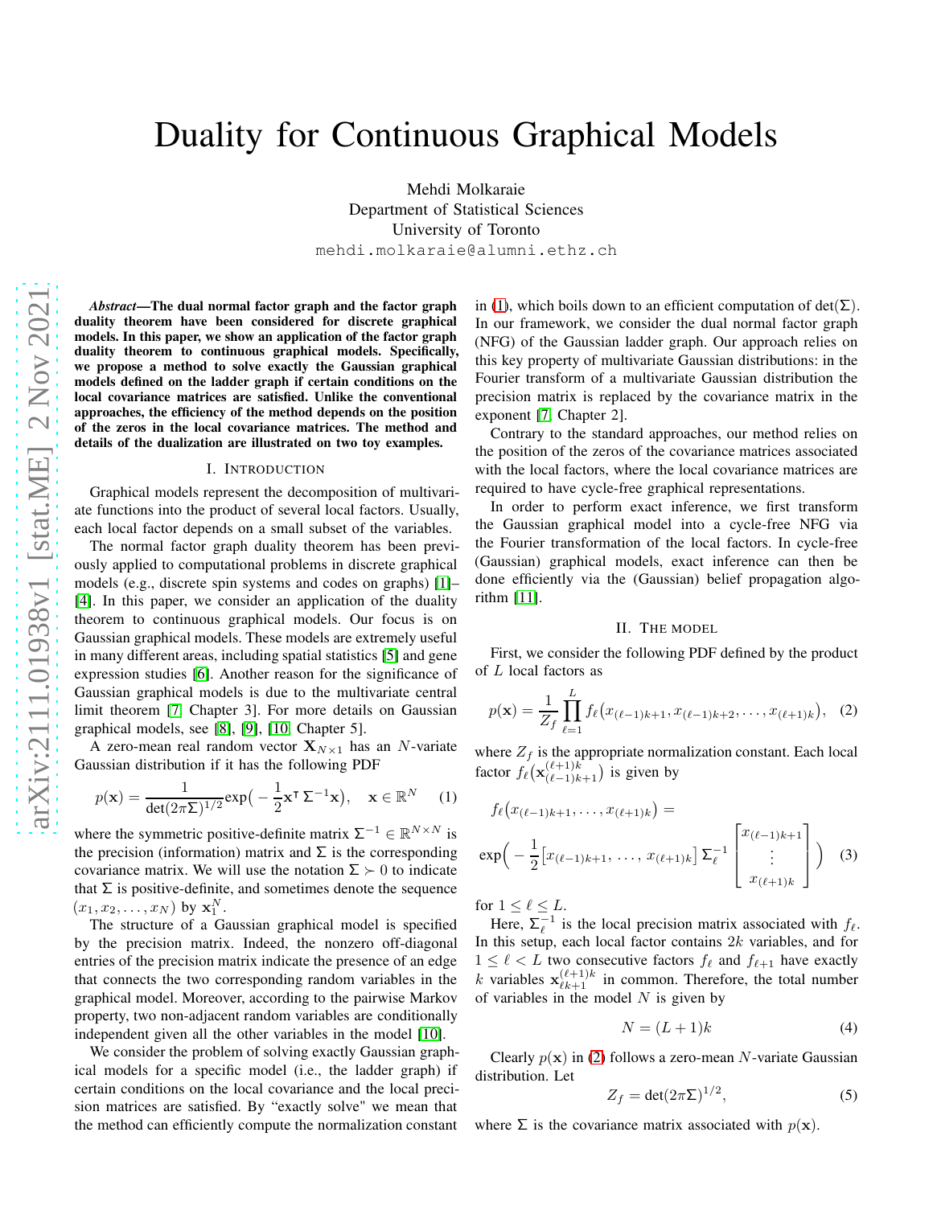# Duality for Continuous Graphical Models

Mehdi Molkaraie
Department of Statistical Sciences
University of Toronto
mehdi.molkaraie@alumni.ethz.ch

***Abstract*—The dual normal factor graph and the factor graph duality theorem have been considered for discrete graphical models. In this paper, we show an application of the factor graph duality theorem to continuous graphical models. Specifically, we propose a method to solve exactly the Gaussian graphical models defined on the ladder graph if certain conditions on the local covariance matrices are satisfied. Unlike the conventional approaches, the efficiency of the method depends on the position of the zeros in the local covariance matrices. The method and details of the dualization are illustrated on two toy examples.**

## I. Introduction

Graphical models represent the decomposition of multivariate functions into the product of several local factors. Usually, each local factor depends on a small subset of the variables.

The normal factor graph duality theorem has been previously applied to computational problems in discrete graphical models (e.g., discrete spin systems and codes on graphs) [1]–[4]. In this paper, we consider an application of the duality theorem to continuous graphical models. Our focus is on Gaussian graphical models. These models are extremely useful in many different areas, including spatial statistics [5] and gene expression studies [6]. Another reason for the significance of Gaussian graphical models is due to the multivariate central limit theorem [7, Chapter 3]. For more details on Gaussian graphical models, see [8], [9], [10, Chapter 5].

A zero-mean real random vector $\mathbf{X}_{N\times 1}$ has an $N$-variate Gaussian distribution if it has the following PDF

$$p(\mathbf{x}) = \frac{1}{\det(2\pi\Sigma)^{1/2}}\exp\Big(-\frac{1}{2}\mathbf{x}^{\mathsf{T}}\,\Sigma^{-1}\mathbf{x}\Big), \quad \mathbf{x}\in\mathbb{R}^N \tag{1}$$

where the symmetric positive-definite matrix $\Sigma^{-1}\in\mathbb{R}^{N\times N}$ is the precision (information) matrix and $\Sigma$ is the corresponding covariance matrix. We will use the notation $\Sigma\succ 0$ to indicate that $\Sigma$ is positive-definite, and sometimes denote the sequence $(x_1, x_2, \ldots, x_N)$ by $\mathbf{x}_1^N$.

The structure of a Gaussian graphical model is specified by the precision matrix. Indeed, the nonzero off-diagonal entries of the precision matrix indicate the presence of an edge that connects the two corresponding random variables in the graphical model. Moreover, according to the pairwise Markov property, two non-adjacent random variables are conditionally independent given all the other variables in the model [10].

We consider the problem of solving exactly Gaussian graphical models for a specific model (i.e., the ladder graph) if certain conditions on the local covariance and the local precision matrices are satisfied. By "exactly solve" we mean that the method can efficiently compute the normalization constant in (1), which boils down to an efficient computation of $\det(\Sigma)$. In our framework, we consider the dual normal factor graph (NFG) of the Gaussian ladder graph. Our approach relies on this key property of multivariate Gaussian distributions: in the Fourier transform of a multivariate Gaussian distribution the precision matrix is replaced by the covariance matrix in the exponent [7, Chapter 2].

Contrary to the standard approaches, our method relies on the position of the zeros of the covariance matrices associated with the local factors, where the local covariance matrices are required to have cycle-free graphical representations.

In order to perform exact inference, we first transform the Gaussian graphical model into a cycle-free NFG via the Fourier transformation of the local factors. In cycle-free (Gaussian) graphical models, exact inference can then be done efficiently via the (Gaussian) belief propagation algorithm [11].

## II. The Model

First, we consider the following PDF defined by the product of $L$ local factors as

$$p(\mathbf{x}) = \frac{1}{Z_f}\prod_{\ell=1}^{L} f_\ell\big(x_{(\ell-1)k+1}, x_{(\ell-1)k+2}, \ldots, x_{(\ell+1)k}\big), \tag{2}$$

where $Z_f$ is the appropriate normalization constant. Each local factor $f_\ell\big(\mathbf{x}_{(\ell-1)k+1}^{(\ell+1)k}\big)$ is given by

$$f_\ell\big(x_{(\ell-1)k+1}, \ldots, x_{(\ell+1)k}\big) = \exp\Big(-\frac{1}{2}\big[x_{(\ell-1)k+1},\,\ldots,\,x_{(\ell+1)k}\big]\,\Sigma_\ell^{-1}\begin{bmatrix}x_{(\ell-1)k+1}\\ \vdots \\ x_{(\ell+1)k}\end{bmatrix}\Big) \tag{3}$$

for $1\le\ell\le L$.

Here, $\Sigma_\ell^{-1}$ is the local precision matrix associated with $f_\ell$. In this setup, each local factor contains $2k$ variables, and for $1\le\ell<L$ two consecutive factors $f_\ell$ and $f_{\ell+1}$ have exactly $k$ variables $\mathbf{x}_{\ell k+1}^{(\ell+1)k}$ in common. Therefore, the total number of variables in the model $N$ is given by

$$N = (L+1)k \tag{4}$$

Clearly $p(\mathbf{x})$ in (2) follows a zero-mean $N$-variate Gaussian distribution. Let

$$Z_f = \det(2\pi\Sigma)^{1/2}, \tag{5}$$

where $\Sigma$ is the covariance matrix associated with $p(\mathbf{x})$.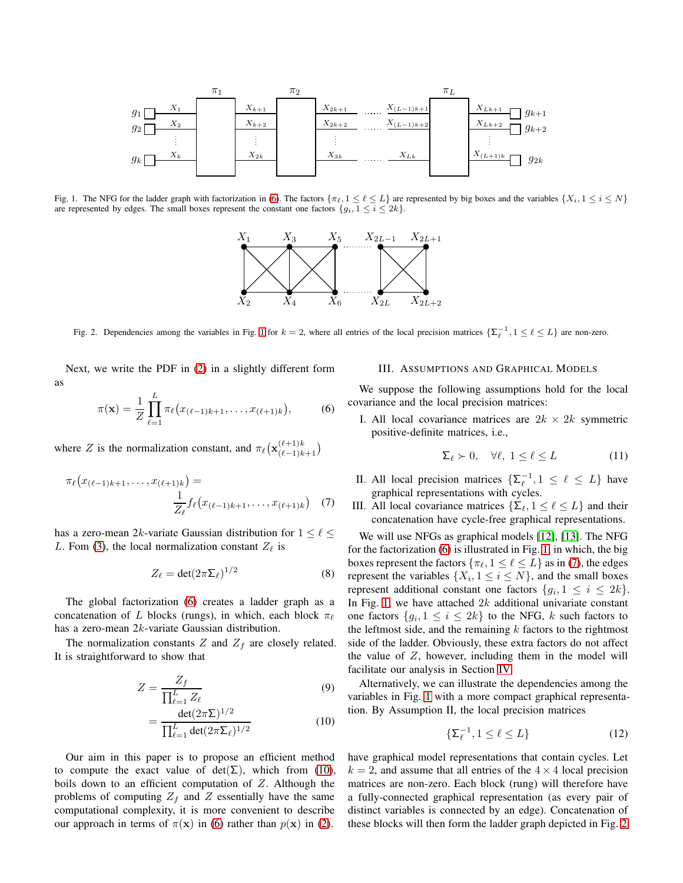Fig. 1. The NFG for the ladder graph with factorization in (6). The factors $\{\pi_\ell, 1 \leq \ell \leq L\}$ are represented by big boxes and the variables $\{X_i, 1 \leq i \leq N\}$ are represented by edges. The small boxes represent the constant one factors $\{g_i, 1 \leq i \leq 2k\}$.

Fig. 2. Dependencies among the variables in Fig. 1 for $k = 2$, where all entries of the local precision matrices $\{\Sigma_\ell^{-1}, 1 \leq \ell \leq L\}$ are non-zero.

Next, we write the PDF in (2) in a slightly different form as

$$\pi(\mathbf{x}) = \frac{1}{Z}\prod_{\ell=1}^{L} \pi_\ell\big(x_{(\ell-1)k+1}, \ldots, x_{(\ell+1)k}\big), \tag{6}$$

where $Z$ is the normalization constant, and $\pi_\ell\big(\mathbf{x}_{(\ell-1)k+1}^{(\ell+1)k}\big)$

$$\pi_\ell\big(x_{(\ell-1)k+1}, \ldots, x_{(\ell+1)k}\big) = \frac{1}{Z_\ell} f_\ell\big(x_{(\ell-1)k+1}, \ldots, x_{(\ell+1)k}\big) \tag{7}$$

has a zero-mean $2k$-variate Gaussian distribution for $1 \leq \ell \leq L$. Fom (3), the local normalization constant $Z_\ell$ is

$$Z_\ell = \det(2\pi\Sigma_\ell)^{1/2} \tag{8}$$

The global factorization (6) creates a ladder graph as a concatenation of $L$ blocks (rungs), in which, each block $\pi_\ell$ has a zero-mean $2k$-variate Gaussian distribution.

The normalization constants $Z$ and $Z_f$ are closely related. It is straightforward to show that

$$Z = \frac{Z_f}{\prod_{\ell=1}^{L} Z_\ell} \tag{9}$$

$$= \frac{\det(2\pi\Sigma)^{1/2}}{\prod_{\ell=1}^{L}\det(2\pi\Sigma_\ell)^{1/2}} \tag{10}$$

Our aim in this paper is to propose an efficient method to compute the exact value of $\det(\Sigma)$, which from (10), boils down to an efficient computation of $Z$. Although the problems of computing $Z_f$ and $Z$ essentially have the same computational complexity, it is more convenient to describe our approach in terms of $\pi(\mathbf{x})$ in (6) rather than $p(\mathbf{x})$ in (2).

## III. Assumptions and Graphical Models

We suppose the following assumptions hold for the local covariance and the local precision matrices:

I. All local covariance matrices are $2k \times 2k$ symmetric positive-definite matrices, i.e.,

$$\Sigma_\ell \succ 0, \quad \forall \ell,\ 1 \leq \ell \leq L \tag{11}$$

II. All local precision matrices $\{\Sigma_\ell^{-1}, 1 \leq \ell \leq L\}$ have graphical representations with cycles.

III. All local covariance matrices $\{\Sigma_\ell, 1 \leq \ell \leq L\}$ and their concatenation have cycle-free graphical representations.

We will use NFGs as graphical models [12], [13]. The NFG for the factorization (6) is illustrated in Fig. 1, in which, the big boxes represent the factors $\{\pi_\ell, 1 \leq \ell \leq L\}$ as in (7), the edges represent the variables $\{X_i, 1 \leq i \leq N\}$, and the small boxes represent additional constant one factors $\{g_i, 1 \leq i \leq 2k\}$. In Fig. 1, we have attached $2k$ additional univariate constant one factors $\{g_i, 1 \leq i \leq 2k\}$ to the NFG, $k$ such factors to the leftmost side, and the remaining $k$ factors to the rightmost side of the ladder. Obviously, these extra factors do not affect the value of $Z$, however, including them in the model will facilitate our analysis in Section IV.

Alternatively, we can illustrate the dependencies among the variables in Fig. 1 with a more compact graphical representation. By Assumption II, the local precision matrices

$$\{\Sigma_\ell^{-1}, 1 \leq \ell \leq L\} \tag{12}$$

have graphical model representations that contain cycles. Let $k = 2$, and assume that all entries of the $4 \times 4$ local precision matrices are non-zero. Each block (rung) will therefore have a fully-connected graphical representation (as every pair of distinct variables is connected by an edge). Concatenation of these blocks will then form the ladder graph depicted in Fig. 2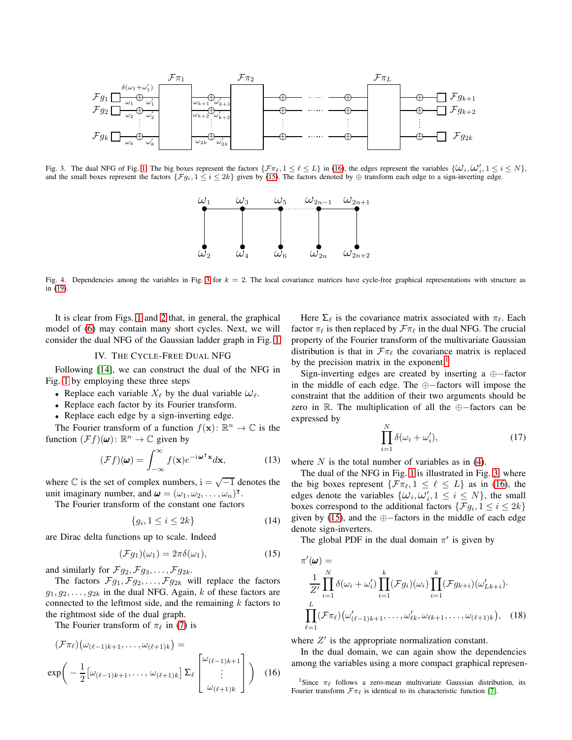Fig. 3. The dual NFG of Fig. 1. The big boxes represent the factors $\{\mathcal{F}\pi_\ell, 1 \le \ell \le L\}$ in (16), the edges represent the variables $\{\omega_i, \omega'_i, 1 \le i \le N\}$, and the small boxes represent the factors $\{\mathcal{F}g_i, 1 \le i \le 2k\}$ given by (15). The factors denoted by $\oplus$ transform each edge to a sign-inverting edge.

Fig. 4. Dependencies among the variables in Fig. 3 for $k = 2$. The local covariance matrices have cycle-free graphical representations with structure as in (19).

It is clear from Figs. 1 and 2 that, in general, the graphical model of (6) may contain many short cycles. Next, we will consider the dual NFG of the Gaussian ladder graph in Fig. 1.

## IV. The Cycle-Free Dual NFG

Following [14], we can construct the dual of the NFG in Fig. 1 by employing these three steps

- Replace each variable $X_\ell$ by the dual variable $\omega_\ell$.
- Replace each factor by its Fourier transform.
- Replace each edge by a sign-inverting edge.

The Fourier transform of a function $f(\mathbf{x})\colon \mathbb{R}^n \to \mathbb{C}$ is the function $(\mathcal{F}f)(\boldsymbol{\omega})\colon \mathbb{R}^n \to \mathbb{C}$ given by

$$(\mathcal{F}f)(\boldsymbol{\omega}) = \int_{-\infty}^{\infty} f(\mathbf{x}) e^{-\mathrm{i}\boldsymbol{\omega}^{\intercal}\mathbf{x}} d\mathbf{x}, \tag{13}$$

where $\mathbb{C}$ is the set of complex numbers, $\mathrm{i} = \sqrt{-1}$ denotes the unit imaginary number, and $\boldsymbol{\omega} = (\omega_1, \omega_2, \ldots, \omega_n)^{\intercal}$.

The Fourier transform of the constant one factors

$$\{g_i, 1 \le i \le 2k\} \tag{14}$$

are Dirac delta functions up to scale. Indeed

$$(\mathcal{F}g_1)(\omega_1) = 2\pi\delta(\omega_1), \tag{15}$$

and similarly for $\mathcal{F}g_2, \mathcal{F}g_3, \ldots, \mathcal{F}g_{2k}$.

The factors $\mathcal{F}g_1, \mathcal{F}g_2, \ldots, \mathcal{F}g_{2k}$ will replace the factors $g_1, g_2, \ldots, g_{2k}$ in the dual NFG. Again, $k$ of these factors are connected to the leftmost side, and the remaining $k$ factors to the rightmost side of the dual graph.

The Fourier transform of $\pi_\ell$ in (7) is

$$(\mathcal{F}\pi_\ell)\big(\omega_{(\ell-1)k+1}, \ldots, \omega_{(\ell+1)k}\big) = \exp\left( -\frac{1}{2}\left[\omega_{(\ell-1)k+1}, \ldots, \omega_{(\ell+1)k}\right] \Sigma_\ell \begin{bmatrix} \omega_{(\ell-1)k+1} \\ \vdots \\ \omega_{(\ell+1)k} \end{bmatrix} \right) \tag{16}$$

Here $\Sigma_\ell$ is the covariance matrix associated with $\pi_\ell$. Each factor $\pi_\ell$ is then replaced by $\mathcal{F}\pi_\ell$ in the dual NFG. The crucial property of the Fourier transform of the multivariate Gaussian distribution is that in $\mathcal{F}\pi_\ell$ the covariance matrix is replaced by the precision matrix in the exponent.[1]

Sign-inverting edges are created by inserting a $\oplus$−factor in the middle of each edge. The $\oplus$−factors will impose the constraint that the addition of their two arguments should be zero in $\mathbb{R}$. The multiplication of all the $\oplus$−factors can be expressed by

$$\prod_{i=1}^{N} \delta(\omega_i + \omega'_i), \tag{17}$$

where $N$ is the total number of variables as in (4).

The dual of the NFG in Fig. 1 is illustrated in Fig. 3, where the big boxes represent $\{\mathcal{F}\pi_\ell, 1 \le \ell \le L\}$ as in (16), the edges denote the variables $\{\omega_i, \omega'_i, 1 \le i \le N\}$, the small boxes correspond to the additional factors $\{\mathcal{F}g_i, 1 \le i \le 2k\}$ given by (15), and the $\oplus$−factors in the middle of each edge denote sign-inverters.

The global PDF in the dual domain $\pi'$ is given by

$$\pi'(\boldsymbol{\omega}) = \frac{1}{Z'} \prod_{i=1}^{N} \delta(\omega_i + \omega'_i) \prod_{i=1}^{k} (\mathcal{F}g_i)(\omega_i) \prod_{i=1}^{k} (\mathcal{F}g_{k+i})(\omega'_{Lk+i}) \cdot \prod_{\ell=1}^{L} (\mathcal{F}\pi_\ell)\big(\omega'_{(\ell-1)k+1}, \ldots, \omega'_{\ell k}, \omega_{\ell k+1}, \ldots, \omega_{(\ell+1)k}\big), \tag{18}$$

where $Z'$ is the appropriate normalization constant.

In the dual domain, we can again show the dependencies among the variables using a more compact graphical represen-

[1] Since $\pi_\ell$ follows a zero-mean multivariate Gaussian distribution, its Fourier transform $\mathcal{F}\pi_\ell$ is identical to its characteristic function [7].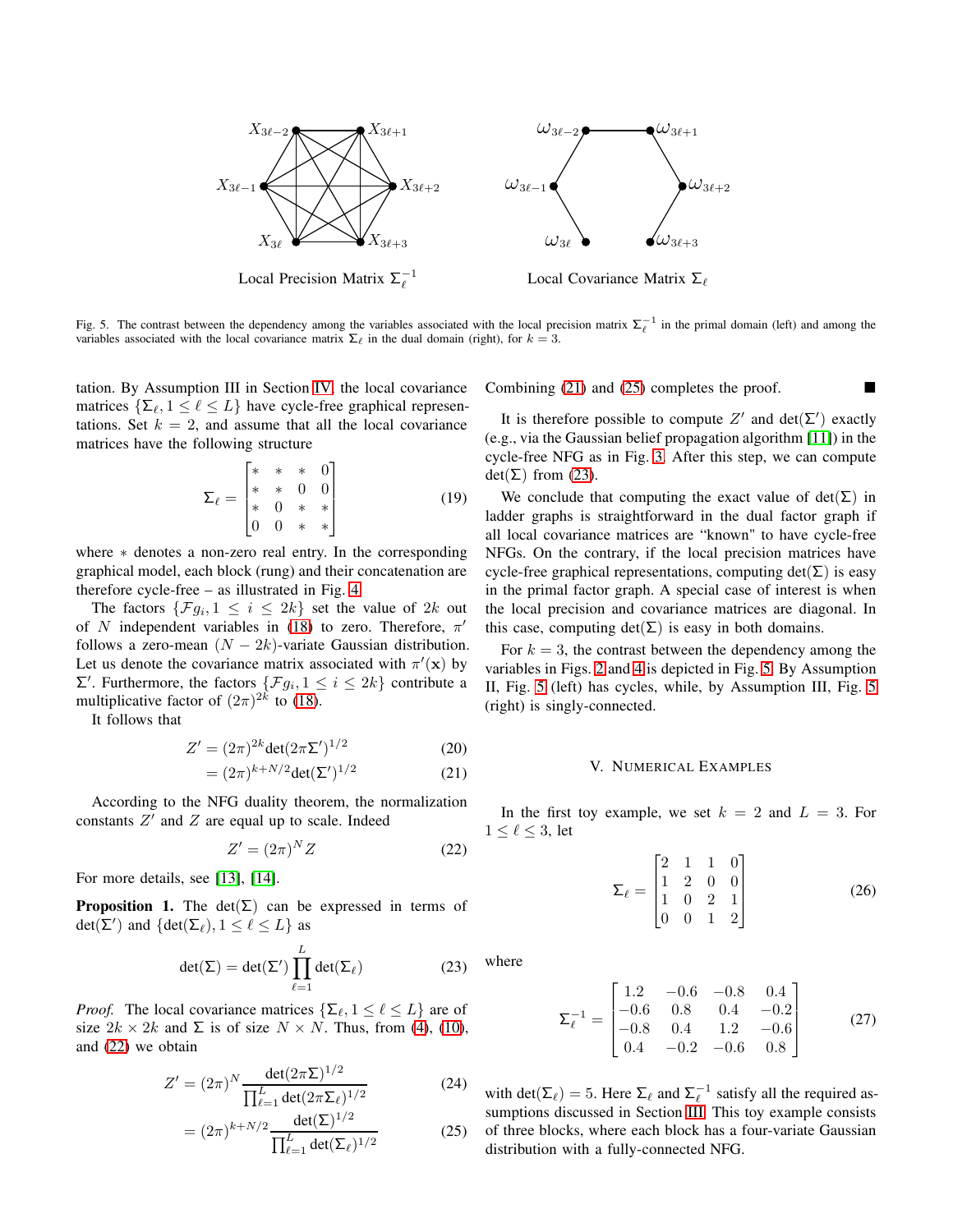Local Precision Matrix $\Sigma_\ell^{-1}$ — Local Covariance Matrix $\Sigma_\ell$

Fig. 5. The contrast between the dependency among the variables associated with the local precision matrix $\Sigma_\ell^{-1}$ in the primal domain (left) and among the variables associated with the local covariance matrix $\Sigma_\ell$ in the dual domain (right), for $k = 3$.

tation. By Assumption III in Section IV, the local covariance matrices $\{\Sigma_\ell, 1 \leq \ell \leq L\}$ have cycle-free graphical representations. Set $k = 2$, and assume that all the local covariance matrices have the following structure

$$\Sigma_\ell = \begin{bmatrix} * & * & * & 0 \\ * & * & 0 & 0 \\ * & 0 & * & * \\ 0 & 0 & * & * \end{bmatrix} \tag{19}$$

where $*$ denotes a non-zero real entry. In the corresponding graphical model, each block (rung) and their concatenation are therefore cycle-free – as illustrated in Fig. 4.

The factors $\{\mathcal{F}g_i, 1 \leq i \leq 2k\}$ set the value of $2k$ out of $N$ independent variables in (18) to zero. Therefore, $\pi'$ follows a zero-mean $(N-2k)$-variate Gaussian distribution. Let us denote the covariance matrix associated with $\pi'(\mathbf{x})$ by $\Sigma'$. Furthermore, the factors $\{\mathcal{F}g_i, 1 \leq i \leq 2k\}$ contribute a multiplicative factor of $(2\pi)^{2k}$ to (18).

It follows that

$$\begin{aligned} Z' &= (2\pi)^{2k}\det(2\pi\Sigma')^{1/2} && (20)\\ &= (2\pi)^{k+N/2}\det(\Sigma')^{1/2} && (21)\end{aligned}$$

According to the NFG duality theorem, the normalization constants $Z'$ and $Z$ are equal up to scale. Indeed

$$Z' = (2\pi)^N Z \tag{22}$$

For more details, see [13], [14].

**Proposition 1.** The $\det(\Sigma)$ can be expressed in terms of $\det(\Sigma')$ and $\{\det(\Sigma_\ell), 1 \leq \ell \leq L\}$ as

$$\det(\Sigma) = \det(\Sigma')\prod_{\ell=1}^{L}\det(\Sigma_\ell) \tag{23}$$

*Proof.* The local covariance matrices $\{\Sigma_\ell, 1 \leq \ell \leq L\}$ are of size $2k \times 2k$ and $\Sigma$ is of size $N \times N$. Thus, from (4), (10), and (22) we obtain

$$\begin{aligned} Z' &= (2\pi)^N \frac{\det(2\pi\Sigma)^{1/2}}{\prod_{\ell=1}^{L}\det(2\pi\Sigma_\ell)^{1/2}} && (24)\\ &= (2\pi)^{k+N/2}\frac{\det(\Sigma)^{1/2}}{\prod_{\ell=1}^{L}\det(\Sigma_\ell)^{1/2}} && (25)\end{aligned}$$

Combining (21) and (25) completes the proof. ∎

It is therefore possible to compute $Z'$ and $\det(\Sigma')$ exactly (e.g., via the Gaussian belief propagation algorithm [11]) in the cycle-free NFG as in Fig. 3. After this step, we can compute $\det(\Sigma)$ from (23).

We conclude that computing the exact value of $\det(\Sigma)$ in ladder graphs is straightforward in the dual factor graph if all local covariance matrices are "known" to have cycle-free NFGs. On the contrary, if the local precision matrices have cycle-free graphical representations, computing $\det(\Sigma)$ is easy in the primal factor graph. A special case of interest is when the local precision and covariance matrices are diagonal. In this case, computing $\det(\Sigma)$ is easy in both domains.

For $k = 3$, the contrast between the dependency among the variables in Figs. 2 and 4 is depicted in Fig. 5. By Assumption II, Fig. 5 (left) has cycles, while, by Assumption III, Fig. 5 (right) is singly-connected.

## V. Numerical Examples

In the first toy example, we set $k = 2$ and $L = 3$. For $1 \leq \ell \leq 3$, let

$$\Sigma_\ell = \begin{bmatrix} 2 & 1 & 1 & 0 \\ 1 & 2 & 0 & 0 \\ 1 & 0 & 2 & 1 \\ 0 & 0 & 1 & 2 \end{bmatrix} \tag{26}$$

where

$$\Sigma_\ell^{-1} = \begin{bmatrix} 1.2 & -0.6 & -0.8 & 0.4 \\ -0.6 & 0.8 & 0.4 & -0.2 \\ -0.8 & 0.4 & 1.2 & -0.6 \\ 0.4 & -0.2 & -0.6 & 0.8 \end{bmatrix} \tag{27}$$

with $\det(\Sigma_\ell) = 5$. Here $\Sigma_\ell$ and $\Sigma_\ell^{-1}$ satisfy all the required assumptions discussed in Section III. This toy example consists of three blocks, where each block has a four-variate Gaussian distribution with a fully-connected NFG.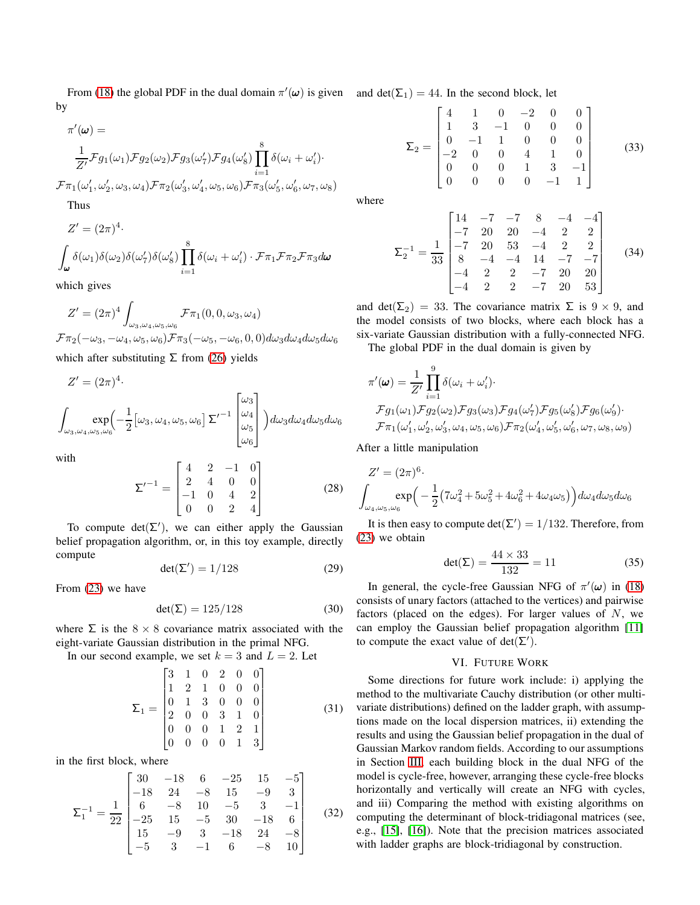From (18) the global PDF in the dual domain $\pi'(\boldsymbol{\omega})$ is given by

$$
\pi'(\boldsymbol{\omega}) = \frac{1}{Z'}\mathcal{F}g_1(\omega_1)\mathcal{F}g_2(\omega_2)\mathcal{F}g_3(\omega_7')\mathcal{F}g_4(\omega_8')\prod_{i=1}^{8}\delta(\omega_i+\omega_i')\cdot
$$
$$
\mathcal{F}\pi_1(\omega_1',\omega_2',\omega_3,\omega_4)\mathcal{F}\pi_2(\omega_3',\omega_4',\omega_5,\omega_6)\mathcal{F}\pi_3(\omega_5',\omega_6',\omega_7,\omega_8)
$$

Thus

$$
Z' = (2\pi)^4\cdot \int_{\boldsymbol{\omega}}\delta(\omega_1)\delta(\omega_2)\delta(\omega_7')\delta(\omega_8')\prod_{i=1}^{8}\delta(\omega_i+\omega_i')\cdot\mathcal{F}\pi_1\mathcal{F}\pi_2\mathcal{F}\pi_3 d\boldsymbol{\omega}
$$

which gives

$$
Z' = (2\pi)^4\int_{\omega_3,\omega_4,\omega_5,\omega_6}\mathcal{F}\pi_1(0,0,\omega_3,\omega_4)
$$
$$
\mathcal{F}\pi_2(-\omega_3,-\omega_4,\omega_5,\omega_6)\mathcal{F}\pi_3(-\omega_5,-\omega_6,0,0)d\omega_3 d\omega_4 d\omega_5 d\omega_6
$$

which after substituting $\Sigma$ from (26) yields

$$
Z' = (2\pi)^4\cdot \int_{\omega_3,\omega_4,\omega_5,\omega_6}\exp\Big(-\frac{1}{2}[\omega_3,\omega_4,\omega_5,\omega_6]\,{\Sigma'}^{-1}\begin{bmatrix}\omega_3\\ \omega_4\\ \omega_5\\ \omega_6\end{bmatrix}\Big)d\omega_3 d\omega_4 d\omega_5 d\omega_6
$$

with

$$
{\Sigma'}^{-1} = \begin{bmatrix} 4 & 2 & -1 & 0\\ 2 & 4 & 0 & 0\\ -1 & 0 & 4 & 2\\ 0 & 0 & 2 & 4\end{bmatrix} \tag{28}
$$

To compute $\det(\Sigma')$, we can either apply the Gaussian belief propagation algorithm, or, in this toy example, directly compute

$$
\det(\Sigma') = 1/128 \tag{29}
$$

From (23) we have

$$
\det(\Sigma) = 125/128 \tag{30}
$$

where $\Sigma$ is the $8\times 8$ covariance matrix associated with the eight-variate Gaussian distribution in the primal NFG.

In our second example, we set $k = 3$ and $L = 2$. Let

$$
\Sigma_1 = \begin{bmatrix} 3 & 1 & 0 & 2 & 0 & 0\\ 1 & 2 & 1 & 0 & 0 & 0\\ 0 & 1 & 3 & 0 & 0 & 0\\ 2 & 0 & 0 & 3 & 1 & 0\\ 0 & 0 & 0 & 1 & 2 & 1\\ 0 & 0 & 0 & 0 & 1 & 3\end{bmatrix} \tag{31}
$$

in the first block, where

$$
\Sigma_1^{-1} = \frac{1}{22}\begin{bmatrix} 30 & -18 & 6 & -25 & 15 & -5\\ -18 & 24 & -8 & 15 & -9 & 3\\ 6 & -8 & 10 & -5 & 3 & -1\\ -25 & 15 & -5 & 30 & -18 & 6\\ 15 & -9 & 3 & -18 & 24 & -8\\ -5 & 3 & -1 & 6 & -8 & 10\end{bmatrix} \tag{32}
$$

and $\det(\Sigma_1) = 44$. In the second block, let

$$
\Sigma_2 = \begin{bmatrix} 4 & 1 & 0 & -2 & 0 & 0\\ 1 & 3 & -1 & 0 & 0 & 0\\ 0 & -1 & 1 & 0 & 0 & 0\\ -2 & 0 & 0 & 4 & 1 & 0\\ 0 & 0 & 0 & 1 & 3 & -1\\ 0 & 0 & 0 & 0 & -1 & 1\end{bmatrix} \tag{33}
$$

where

$$
\Sigma_2^{-1} = \frac{1}{33}\begin{bmatrix} 14 & -7 & -7 & 8 & -4 & -4\\ -7 & 20 & 20 & -4 & 2 & 2\\ -7 & 20 & 53 & -4 & 2 & 2\\ 8 & -4 & -4 & 14 & -7 & -7\\ -4 & 2 & 2 & -7 & 20 & 20\\ -4 & 2 & 2 & -7 & 20 & 53\end{bmatrix} \tag{34}
$$

and $\det(\Sigma_2) = 33$. The covariance matrix $\Sigma$ is $9\times 9$, and the model consists of two blocks, where each block has a six-variate Gaussian distribution with a fully-connected NFG.

The global PDF in the dual domain is given by

$$
\pi'(\boldsymbol{\omega}) = \frac{1}{Z'}\prod_{i=1}^{9}\delta(\omega_i+\omega_i')\cdot
$$
$$
\mathcal{F}g_1(\omega_1)\mathcal{F}g_2(\omega_2)\mathcal{F}g_3(\omega_3)\mathcal{F}g_4(\omega_7')\mathcal{F}g_5(\omega_8')\mathcal{F}g_6(\omega_9')\cdot
$$
$$
\mathcal{F}\pi_1(\omega_1',\omega_2',\omega_3',\omega_4,\omega_5,\omega_6)\mathcal{F}\pi_2(\omega_4',\omega_5',\omega_6',\omega_7,\omega_8,\omega_9)
$$

After a little manipulation

$$
Z' = (2\pi)^6\cdot \int_{\omega_4,\omega_5,\omega_6}\exp\Big(-\frac{1}{2}\big(7\omega_4^2+5\omega_5^2+4\omega_6^2+4\omega_4\omega_5\big)\Big)d\omega_4 d\omega_5 d\omega_6
$$

It is then easy to compute $\det(\Sigma') = 1/132$. Therefore, from (23) we obtain

$$
\det(\Sigma) = \frac{44\times 33}{132} = 11 \tag{35}
$$

In general, the cycle-free Gaussian NFG of $\pi'(\boldsymbol{\omega})$ in (18) consists of unary factors (attached to the vertices) and pairwise factors (placed on the edges). For larger values of $N$, we can employ the Gaussian belief propagation algorithm [11] to compute the exact value of $\det(\Sigma')$.

## VI. Future Work

Some directions for future work include: i) applying the method to the multivariate Cauchy distribution (or other multivariate distributions) defined on the ladder graph, with assumptions made on the local dispersion matrices, ii) extending the results and using the Gaussian belief propagation in the dual of Gaussian Markov random fields. According to our assumptions in Section III, each building block in the dual NFG of the model is cycle-free, however, arranging these cycle-free blocks horizontally and vertically will create an NFG with cycles, and iii) Comparing the method with existing algorithms on computing the determinant of block-tridiagonal matrices (see, e.g., [15], [16]). Note that the precision matrices associated with ladder graphs are block-tridiagonal by construction.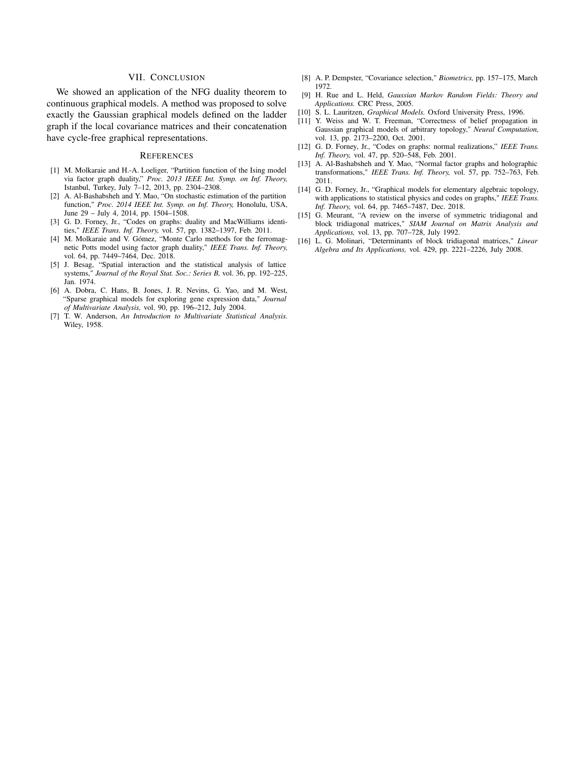## VII. Conclusion

We showed an application of the NFG duality theorem to continuous graphical models. A method was proposed to solve exactly the Gaussian graphical models defined on the ladder graph if the local covariance matrices and their concatenation have cycle-free graphical representations.

## References

[1] M. Molkaraie and H.-A. Loeliger, "Partition function of the Ising model via factor graph duality," *Proc. 2013 IEEE Int. Symp. on Inf. Theory,* Istanbul, Turkey, July 7–12, 2013, pp. 2304–2308.

[2] A. Al-Bashabsheh and Y. Mao, "On stochastic estimation of the partition function," *Proc. 2014 IEEE Int. Symp. on Inf. Theory,* Honolulu, USA, June 29 – July 4, 2014, pp. 1504–1508.

[3] G. D. Forney, Jr., "Codes on graphs: duality and MacWilliams identities," *IEEE Trans. Inf. Theory,* vol. 57, pp. 1382–1397, Feb. 2011.

[4] M. Molkaraie and V. Gómez, "Monte Carlo methods for the ferromagnetic Potts model using factor graph duality," *IEEE Trans. Inf. Theory,* vol. 64, pp. 7449–7464, Dec. 2018.

[5] J. Besag, "Spatial interaction and the statistical analysis of lattice systems," *Journal of the Royal Stat. Soc.: Series B,* vol. 36, pp. 192–225, Jan. 1974.

[6] A. Dobra, C. Hans, B. Jones, J. R. Nevins, G. Yao, and M. West, "Sparse graphical models for exploring gene expression data," *Journal of Multivariate Analysis,* vol. 90, pp. 196–212, July 2004.

[7] T. W. Anderson, *An Introduction to Multivariate Statistical Analysis.* Wiley, 1958.

[8] A. P. Dempster, "Covariance selection," *Biometrics,* pp. 157–175, March 1972.

[9] H. Rue and L. Held, *Gaussian Markov Random Fields: Theory and Applications.* CRC Press, 2005.

[10] S. L. Lauritzen, *Graphical Models.* Oxford University Press, 1996.

[11] Y. Weiss and W. T. Freeman, "Correctness of belief propagation in Gaussian graphical models of arbitrary topology," *Neural Computation,* vol. 13, pp. 2173–2200, Oct. 2001.

[12] G. D. Forney, Jr., "Codes on graphs: normal realizations," *IEEE Trans. Inf. Theory,* vol. 47, pp. 520–548, Feb. 2001.

[13] A. Al-Bashabsheh and Y. Mao, "Normal factor graphs and holographic transformations," *IEEE Trans. Inf. Theory,* vol. 57, pp. 752–763, Feb. 2011.

[14] G. D. Forney, Jr., "Graphical models for elementary algebraic topology, with applications to statistical physics and codes on graphs," *IEEE Trans. Inf. Theory,* vol. 64, pp. 7465–7487, Dec. 2018.

[15] G. Meurant, "A review on the inverse of symmetric tridiagonal and block tridiagonal matrices," *SIAM Journal on Matrix Analysis and Applications,* vol. 13, pp. 707–728, July 1992.

[16] L. G. Molinari, "Determinants of block tridiagonal matrices," *Linear Algebra and Its Applications,* vol. 429, pp. 2221–2226, July 2008.